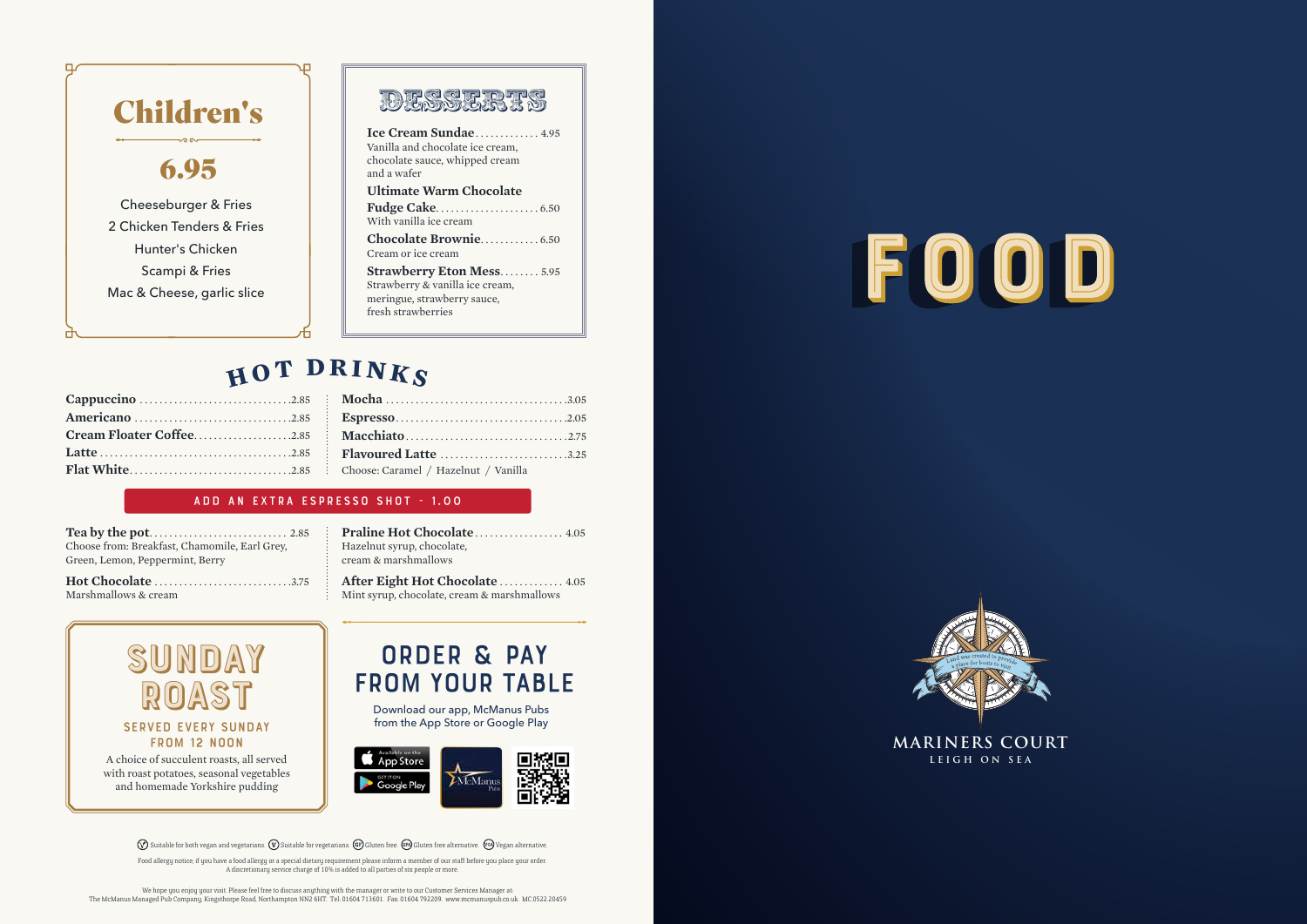## Children's

**6.95**

- Cheeseburger & Fries
- 2 Chicken Tenders & Fries
- Hunter's Chicken
- Scampi & Fries
- Mac & Cheese, garlic slice

## DESSERTS

**Ice Cream Sundae** ............. 4.95
Vanilla and chocolate ice cream, chocolate sauce, whipped cream and a wafer

**Ultimate Warm Chocolate Fudge Cake** ..................... 6.50
With vanilla ice cream

**Chocolate Brownie** ............ 6.50
Cream or ice cream

**Strawberry Eton Mess** ........ 5.95
Strawberry & vanilla ice cream, meringue, strawberry sauce, fresh strawberries

## HOT DRINKS

**Cappuccino** .............................. 2.85
**Americano** .............................. 2.85
**Cream Floater Coffee** .................. 2.85
**Latte** .................................... 2.85
**Flat White** .............................. 2.85

**Mocha** .................................... 3.05
**Espresso** ................................ 2.05
**Macchiato** ............................... 2.75
**Flavoured Latte** ......................... 3.25
Choose: Caramel / Hazelnut / Vanilla

**ADD AN EXTRA ESPRESSO SHOT - 1.00**

**Tea by the pot** ........................... 2.85
Choose from: Breakfast, Chamomile, Earl Grey, Green, Lemon, Peppermint, Berry

**Hot Chocolate** ........................... 3.75
Marshmallows & cream

**Praline Hot Chocolate** .................. 4.05
Hazelnut syrup, chocolate, cream & marshmallows

**After Eight Hot Chocolate** ............. 4.05
Mint syrup, chocolate, cream & marshmallows

## SUNDAY ROAST

SERVED EVERY SUNDAY FROM 12 NOON

A choice of succulent roasts, all served with roast potatoes, seasonal vegetables and homemade Yorkshire pudding

## ORDER & PAY FROM YOUR TABLE

Download our app, McManus Pubs from the App Store or Google Play

Available on the App Store
GET IT ON Google Play

McManus Pubs

(V) Suitable for both vegan and vegetarians. (V) Suitable for vegetarians. (GF) Gluten free. (GFA) Gluten free alternative. (VGA) Vegan alternative.

Food allergy notice: if you have a food allergy or a special dietary requirement please inform a member of our staff before you place your order. A discretionary service charge of 10% is added to all parties of six people or more.

We hope you enjoy your visit. Please feel free to discuss anything with the manager or write to our Customer Services Manager at. The McManus Managed Pub Company, Kingsthorpe Road, Northampton NN2 6HT. Tel: 01604 713601. Fax: 01604 792209. www.mcmanuspub.co.uk. MC0522.20459

# FOOD

Land was created to provide a place for boats to visit

MARINERS COURT
LEIGH ON SEA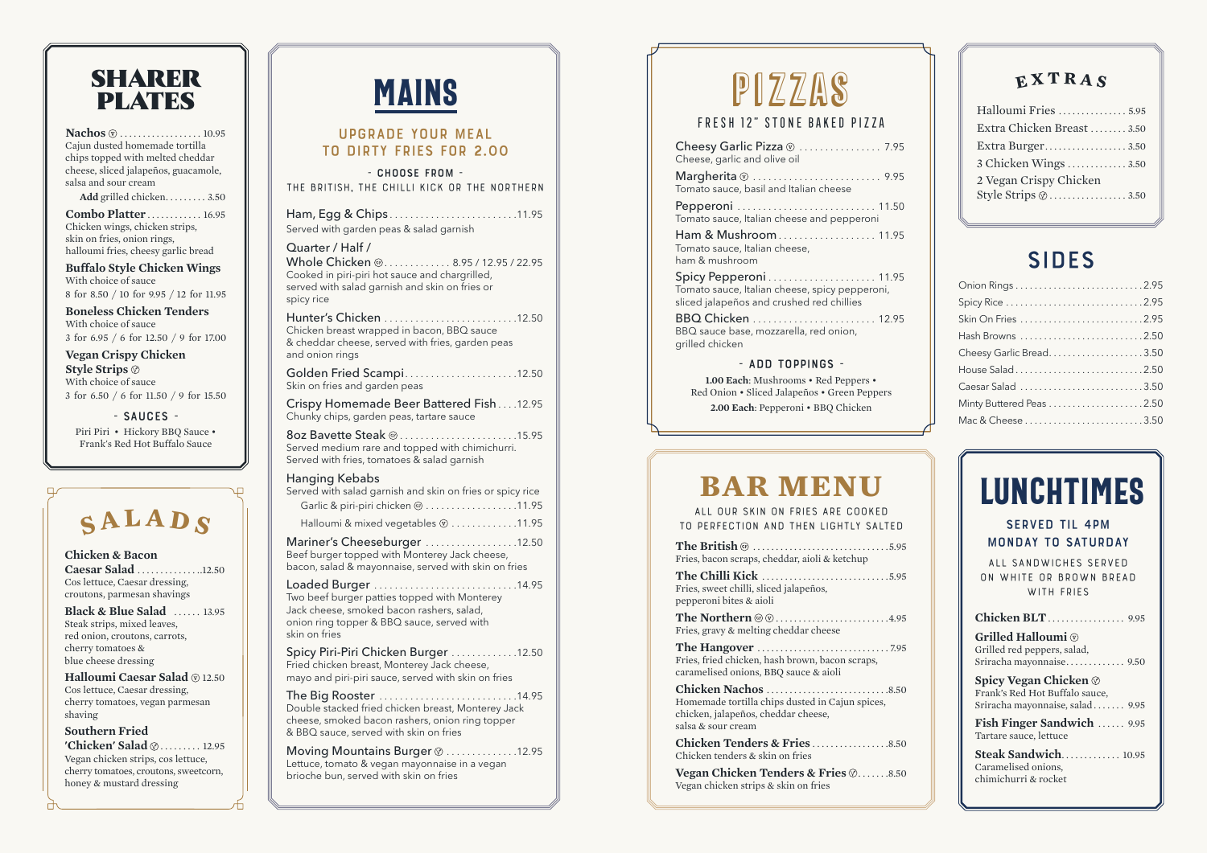# SHARER PLATES

**Nachos** Ⓥ .................. 10.95
Cajun dusted homemade tortilla chips topped with melted cheddar cheese, sliced jalapeños, guacamole, salsa and sour cream

**Add** grilled chicken......... 3.50

**Combo Platter** ............ 16.95
Chicken wings, chicken strips, skin on fries, onion rings, halloumi fries, cheesy garlic bread

**Buffalo Style Chicken Wings**
With choice of sauce
8 for 8.50 / 10 for 9.95 / 12 for 11.95

**Boneless Chicken Tenders**
With choice of sauce
3 for 6.95 / 6 for 12.50 / 9 for 17.00

**Vegan Crispy Chicken Style Strips** Ⓥ
With choice of sauce
3 for 6.50 / 6 for 11.50 / 9 for 15.50

- SAUCES -

Piri Piri • Hickory BBQ Sauce • Frank's Red Hot Buffalo Sauce

# SALADS

**Chicken & Bacon Caesar Salad** ............... 12.50
Cos lettuce, Caesar dressing, croutons, parmesan shavings

**Black & Blue Salad** ...... 13.95
Steak strips, mixed leaves, red onion, croutons, carrots, cherry tomatoes & blue cheese dressing

**Halloumi Caesar Salad** Ⓥ 12.50
Cos lettuce, Caesar dressing, cherry tomatoes, vegan parmesan shaving

**Southern Fried 'Chicken' Salad** Ⓥ ......... 12.95
Vegan chicken strips, cos lettuce, cherry tomatoes, sweetcorn, honey & mustard dressing

# MAINS

## UPGRADE YOUR MEAL TO DIRTY FRIES FOR 2.00

- CHOOSE FROM -

THE BRITISH, THE CHILLI KICK OR THE NORTHERN

**Ham, Egg & Chips** ......................... 11.95
Served with garden peas & salad garnish

**Quarter / Half / Whole Chicken** Ⓖ ............. 8.95 / 12.95 / 22.95
Cooked in piri-piri hot sauce and chargrilled, served with salad garnish and skin on fries or spicy rice

**Hunter's Chicken** .......................... 12.50
Chicken breast wrapped in bacon, BBQ sauce & cheddar cheese, served with fries, garden peas and onion rings

**Golden Fried Scampi** ...................... 12.50
Skin on fries and garden peas

**Crispy Homemade Beer Battered Fish** .... 12.95
Chunky chips, garden peas, tartare sauce

**8oz Bavette Steak** Ⓖ ....................... 15.95
Served medium rare and topped with chimichurri. Served with fries, tomatoes & salad garnish

**Hanging Kebabs**
Served with salad garnish and skin on fries or spicy rice

- Garlic & piri-piri chicken Ⓖ .................. 11.95
- Halloumi & mixed vegetables Ⓥ ............ 11.95

**Mariner's Cheeseburger** ................. 12.50
Beef burger topped with Monterey Jack cheese, bacon, salad & mayonnaise, served with skin on fries

**Loaded Burger** ............................ 14.95
Two beef burger patties topped with Monterey Jack cheese, smoked bacon rashers, salad, onion ring topper & BBQ sauce, served with skin on fries

**Spicy Piri-Piri Chicken Burger** ............. 12.50
Fried chicken breast, Monterey Jack cheese, mayo and piri-piri sauce, served with skin on fries

**The Big Rooster** ........................... 14.95
Double stacked fried chicken breast, Monterey Jack cheese, smoked bacon rashers, onion ring topper & BBQ sauce, served with skin on fries

**Moving Mountains Burger** Ⓥ ............. 12.95
Lettuce, tomato & vegan mayonnaise in a vegan brioche bun, served with skin on fries

# PIZZAS

## FRESH 12" STONE BAKED PIZZA

**Cheesy Garlic Pizza** Ⓥ ................ 7.95
Cheese, garlic and olive oil

**Margherita** Ⓥ ......................... 9.95
Tomato sauce, basil and Italian cheese

**Pepperoni** ........................... 11.50
Tomato sauce, Italian cheese and pepperoni

**Ham & Mushroom** ................... 11.95
Tomato sauce, Italian cheese, ham & mushroom

**Spicy Pepperoni** ..................... 11.95
Tomato sauce, Italian cheese, spicy pepperoni, sliced jalapeños and crushed red chillies

**BBQ Chicken** ........................ 12.95
BBQ sauce base, mozzarella, red onion, grilled chicken

- ADD TOPPINGS -

**1.00 Each**: Mushrooms • Red Peppers • Red Onion • Sliced Jalapeños • Green Peppers

**2.00 Each**: Pepperoni • BBQ Chicken

# BAR MENU

ALL OUR SKIN ON FRIES ARE COOKED TO PERFECTION AND THEN LIGHTLY SALTED

**The British** Ⓖ ............................ 5.95
Fries, bacon scraps, cheddar, aioli & ketchup

**The Chilli Kick** ........................... 5.95
Fries, sweet chilli, sliced jalapeños, pepperoni bites & aioli

**The Northern** Ⓖ Ⓥ ........................ 4.95
Fries, gravy & melting cheddar cheese

**The Hangover** ............................ 7.95
Fries, fried chicken, hash brown, bacon scraps, caramelised onions, BBQ sauce & aioli

**Chicken Nachos** .......................... 8.50
Homemade tortilla chips dusted in Cajun spices, chicken, jalapeños, cheddar cheese, salsa & sour cream

**Chicken Tenders & Fries** ................. 8.50
Chicken tenders & skin on fries

**Vegan Chicken Tenders & Fries** Ⓥ ....... 8.50
Vegan chicken strips & skin on fries

# EXTRAS

Halloumi Fries ............... 5.95
Extra Chicken Breast ........ 3.50
Extra Burger.................. 3.50
3 Chicken Wings ............. 3.50
2 Vegan Crispy Chicken Style Strips Ⓥ ................ 3.50

# SIDES

Onion Rings ........................... 2.95
Spicy Rice ............................. 2.95
Skin On Fries .......................... 2.95
Hash Browns .......................... 2.50
Cheesy Garlic Bread.................... 3.50
House Salad ........................... 2.50
Caesar Salad .......................... 3.50
Minty Buttered Peas .................... 2.50
Mac & Cheese ......................... 3.50

# LUNCHTIMES

## SERVED TIL 4PM MONDAY TO SATURDAY

ALL SANDWICHES SERVED ON WHITE OR BROWN BREAD WITH FRIES

**Chicken BLT** ................. 9.95

**Grilled Halloumi** Ⓥ
Grilled red peppers, salad, Sriracha mayonnaise............. 9.50

**Spicy Vegan Chicken** Ⓥ
Frank's Red Hot Buffalo sauce, Sriracha mayonnaise, salad....... 9.95

**Fish Finger Sandwich** ...... 9.95
Tartare sauce, lettuce

**Steak Sandwich**............. 10.95
Caramelised onions, chimichurri & rocket